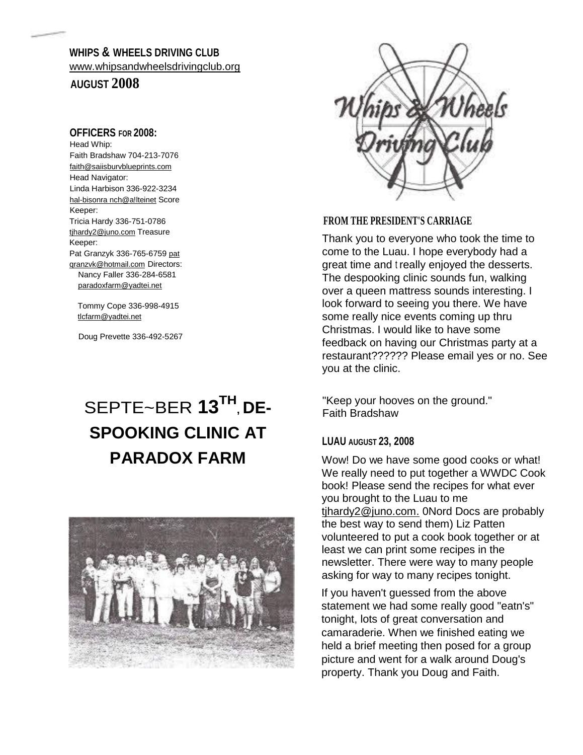**WHIPS & WHEELS DRIVING CLUB**
www.whipsandwheelsdrivingclub.org

**AUGUST 2008**

**OFFICERS FOR 2008:**

Head Whip:
Faith Bradshaw 704-213-7076
faith@saiisburvblueprints.com

Head Navigator:
Linda Harbison 336-922-3234
hal-bisonra nch@a!lteinet

Score Keeper:
Tricia Hardy 336-751-0786
tjhardy2@juno.com

Treasure Keeper:
Pat Granzyk 336-765-6759 pat granzvk@hotmail.com

Directors:
Nancy Faller 336-284-6581
paradoxfarm@yadtei.net

Tommy Cope 336-998-4915
tlcfarm@yadtei.net

Doug Prevette 336-492-5267

# SEPTE~BER 13TH, DE-SPOOKING CLINIC AT PARADOX FARM

## FROM THE PRESIDENT'S CARRIAGE

Thank you to everyone who took the time to come to the Luau. I hope everybody had a great time and t really enjoyed the desserts. The despooking clinic sounds fun, walking over a queen mattress sounds interesting. I look forward to seeing you there. We have some really nice events coming up thru Christmas. I would like to have some feedback on having our Christmas party at a restaurant?????? Please email yes or no. See you at the clinic.

"Keep your hooves on the ground."
Faith Bradshaw

## LUAU AUGUST 23, 2008

Wow! Do we have some good cooks or what! We really need to put together a WWDC Cook book! Please send the recipes for what ever you brought to the Luau to me tjhardy2@juno.com. 0Nord Docs are probably the best way to send them) Liz Patten volunteered to put a cook book together or at least we can print some recipes in the newsletter. There were way to many people asking for way to many recipes tonight.

If you haven't guessed from the above statement we had some really good "eatn's" tonight, lots of great conversation and camaraderie. When we finished eating we held a brief meeting then posed for a group picture and went for a walk around Doug's property. Thank you Doug and Faith.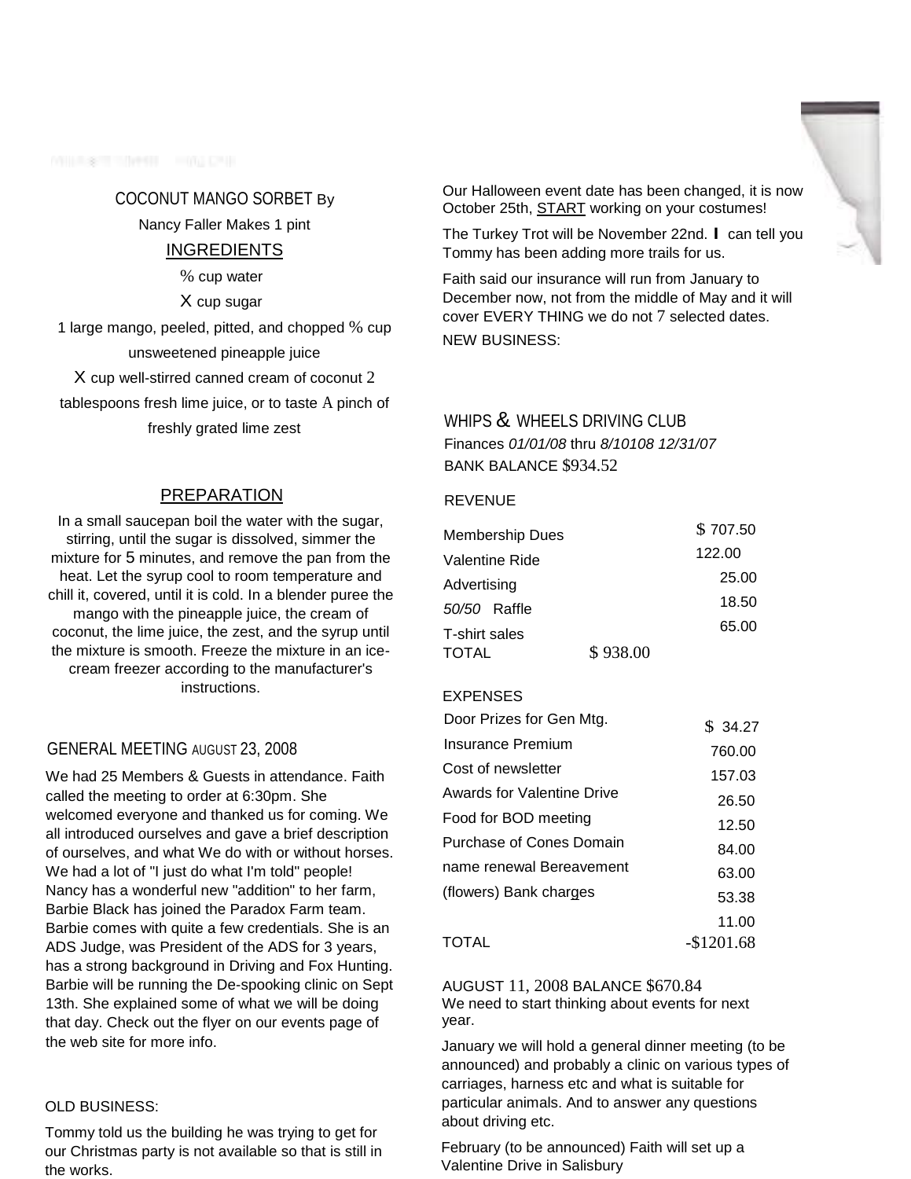## COCONUT MANGO SORBET By

Nancy Faller Makes 1 pint

INGREDIENTS

% cup water

X cup sugar

1 large mango, peeled, pitted, and chopped % cup unsweetened pineapple juice

X cup well-stirred canned cream of coconut 2 tablespoons fresh lime juice, or to taste A pinch of freshly grated lime zest

PREPARATION

In a small saucepan boil the water with the sugar, stirring, until the sugar is dissolved, simmer the mixture for 5 minutes, and remove the pan from the heat. Let the syrup cool to room temperature and chill it, covered, until it is cold. In a blender puree the mango with the pineapple juice, the cream of coconut, the lime juice, the zest, and the syrup until the mixture is smooth. Freeze the mixture in an ice-cream freezer according to the manufacturer's instructions.

## GENERAL MEETING AUGUST 23, 2008

We had 25 Members & Guests in attendance. Faith called the meeting to order at 6:30pm. She welcomed everyone and thanked us for coming. We all introduced ourselves and gave a brief description of ourselves, and what We do with or without horses. We had a lot of "I just do what I'm told" people! Nancy has a wonderful new "addition" to her farm, Barbie Black has joined the Paradox Farm team. Barbie comes with quite a few credentials. She is an ADS Judge, was President of the ADS for 3 years, has a strong background in Driving and Fox Hunting. Barbie will be running the De-spooking clinic on Sept 13th. She explained some of what we will be doing that day. Check out the flyer on our events page of the web site for more info.

OLD BUSINESS:

Tommy told us the building he was trying to get for our Christmas party is not available so that is still in the works.

Our Halloween event date has been changed, it is now October 25th, START working on your costumes!

The Turkey Trot will be November 22nd. I can tell you Tommy has been adding more trails for us.

Faith said our insurance will run from January to December now, not from the middle of May and it will cover EVERY THING we do not 7 selected dates.

NEW BUSINESS:

## WHIPS & WHEELS DRIVING CLUB

Finances *01/01/08* thru *8/10108 12/31/07*

BANK BALANCE $934.52

REVENUE

| | |
|---|---|
| Membership Dues | $ 707.50 |
| Valentine Ride | 122.00 |
| Advertising | 25.00 |
| *50/50* Raffle | 18.50 |
| T-shirt sales | 65.00 |
| TOTAL | $ 938.00 |

EXPENSES

| | |
|---|---|
| Door Prizes for Gen Mtg. | $ 34.27 |
| Insurance Premium | 760.00 |
| Cost of newsletter | 157.03 |
| Awards for Valentine Drive | 26.50 |
| Food for BOD meeting | 12.50 |
| Purchase of Cones | 84.00 |
| Domain name renewal | 63.00 |
| Bereavement (flowers) | 53.38 |
| Bank charges | 11.00 |
| TOTAL | -$1201.68 |

AUGUST 11, 2008 BALANCE $670.84

We need to start thinking about events for next year.

January we will hold a general dinner meeting (to be announced) and probably a clinic on various types of carriages, harness etc and what is suitable for particular animals. And to answer any questions about driving etc.

February (to be announced) Faith will set up a Valentine Drive in Salisbury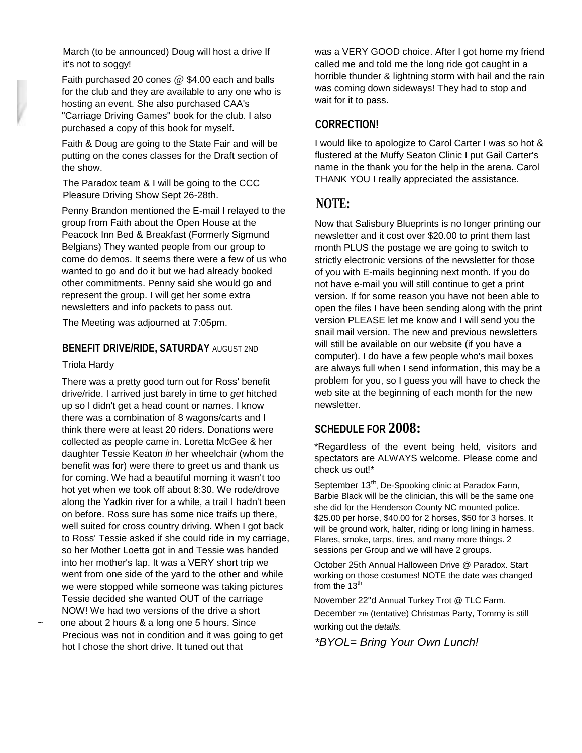March (to be announced) Doug will host a drive If it's not to soggy!

Faith purchased 20 cones @ $4.00 each and balls for the club and they are available to any one who is hosting an event. She also purchased CAA's "Carriage Driving Games" book for the club. I also purchased a copy of this book for myself.

Faith & Doug are going to the State Fair and will be putting on the cones classes for the Draft section of the show.

The Paradox team & I will be going to the CCC Pleasure Driving Show Sept 26-28th.

Penny Brandon mentioned the E-mail I relayed to the group from Faith about the Open House at the Peacock Inn Bed & Breakfast (Formerly Sigmund Belgians) They wanted people from our group to come do demos. It seems there were a few of us who wanted to go and do it but we had already booked other commitments. Penny said she would go and represent the group. I will get her some extra newsletters and info packets to pass out.

The Meeting was adjourned at 7:05pm.

## BENEFIT DRIVE/RIDE, SATURDAY AUGUST 2ND

Triola Hardy

There was a pretty good turn out for Ross' benefit drive/ride. I arrived just barely in time to *get* hitched up so I didn't get a head count or names. I know there was a combination of 8 wagons/carts and I think there were at least 20 riders. Donations were collected as people came in. Loretta McGee & her daughter Tessie Keaton *in* her wheelchair (whom the benefit was for) were there to greet us and thank us for coming. We had a beautiful morning it wasn't too hot yet when we took off about 8:30. We rode/drove along the Yadkin river for a while, a trail I hadn't been on before. Ross sure has some nice traifs up there, well suited for cross country driving. When I got back to Ross' Tessie asked if she could ride in my carriage, so her Mother Loetta got in and Tessie was handed into her mother's lap. It was a VERY short trip we went from one side of the yard to the other and while we were stopped while someone was taking pictures Tessie decided she wanted OUT of the carriage NOW! We had two versions of the drive a short one about 2 hours & a long one 5 hours. Since Precious was not in condition and it was going to get hot I chose the short drive. It tuned out that was a VERY GOOD choice. After I got home my friend called me and told me the long ride got caught in a horrible thunder & lightning storm with hail and the rain was coming down sideways! They had to stop and wait for it to pass.

## CORRECTION!

I would like to apologize to Carol Carter I was so hot & flustered at the Muffy Seaton Clinic I put Gail Carter's name in the thank you for the help in the arena. Carol THANK YOU I really appreciated the assistance.

## NOTE:

Now that Salisbury Blueprints is no longer printing our newsletter and it cost over $20.00 to print them last month PLUS the postage we are going to switch to strictly electronic versions of the newsletter for those of you with E-mails beginning next month. If you do not have e-mail you will still continue to get a print version. If for some reason you have not been able to open the files I have been sending along with the print version PLEASE let me know and I will send you the snail mail version. The new and previous newsletters will still be available on our website (if you have a computer). I do have a few people who's mail boxes are always full when I send information, this may be a problem for you, so I guess you will have to check the web site at the beginning of each month for the new newsletter.

## SCHEDULE FOR 2008:

\*Regardless of the event being held, visitors and spectators are ALWAYS welcome. Please come and check us out!\*

September 13th, De-Spooking clinic at Paradox Farm, Barbie Black will be the clinician, this will be the same one she did for the Henderson County NC mounted police. $25.00 per horse, $40.00 for 2 horses, $50 for 3 horses. It will be ground work, halter, riding or long lining in harness. Flares, smoke, tarps, tires, and many more things. 2 sessions per Group and we will have 2 groups.

October 25th Annual Halloween Drive @ Paradox. Start working on those costumes! NOTE the date was changed from the 13th

November 22"d Annual Turkey Trot @ TLC Farm.

December 7th (tentative) Christmas Party, Tommy is still working out the *details.*

*\*BYOL= Bring Your Own Lunch!*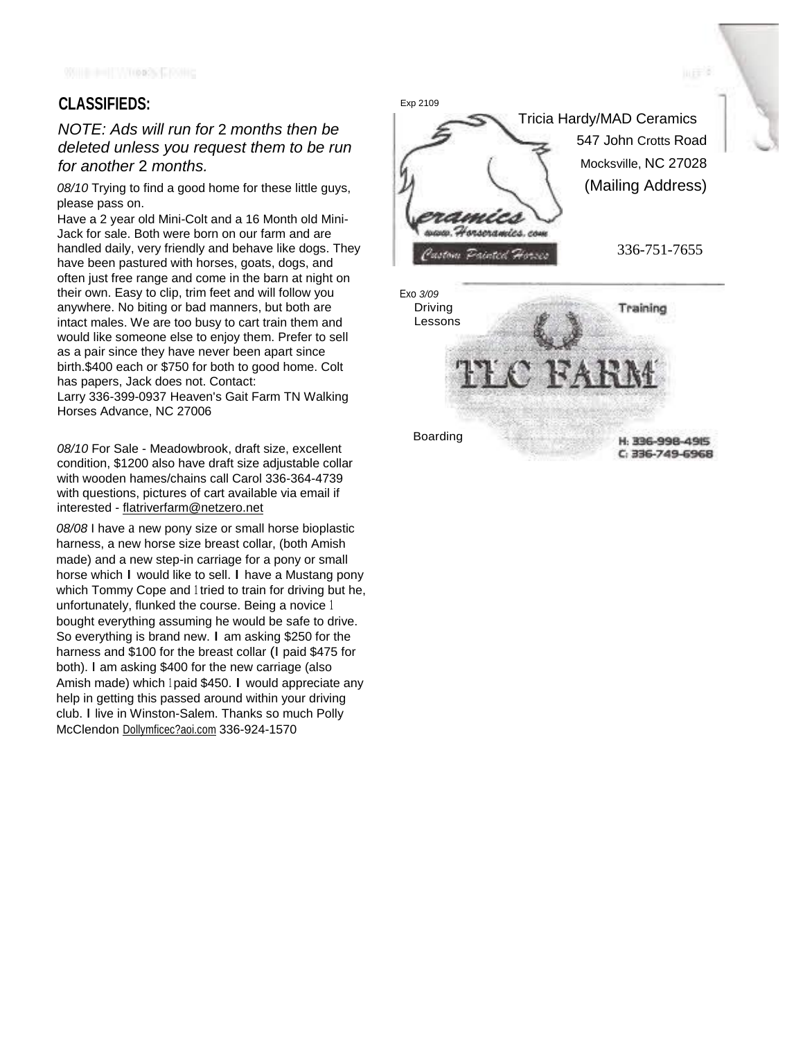## CLASSIFIEDS:

*NOTE: Ads will run for 2 months then be deleted unless you request them to be run for another 2 months.*

*08/10* Trying to find a good home for these little guys, please pass on.

Have a 2 year old Mini-Colt and a 16 Month old Mini-Jack for sale. Both were born on our farm and are handled daily, very friendly and behave like dogs. They have been pastured with horses, goats, dogs, and often just free range and come in the barn at night on their own. Easy to clip, trim feet and will follow you anywhere. No biting or bad manners, but both are intact males. We are too busy to cart train them and would like someone else to enjoy them. Prefer to sell as a pair since they have never been apart since birth.$400 each or $750 for both to good home. Colt has papers, Jack does not. Contact:
Larry 336-399-0937 Heaven's Gait Farm TN Walking Horses Advance, NC 27006

*08/10* For Sale - Meadowbrook, draft size, excellent condition, $1200 also have draft size adjustable collar with wooden hames/chains call Carol 336-364-4739 with questions, pictures of cart available via email if interested - flatriverfarm@netzero.net

*08/08* I have a new pony size or small horse bioplastic harness, a new horse size breast collar, (both Amish made) and a new step-in carriage for a pony or small horse which I would like to sell. I have a Mustang pony which Tommy Cope and I tried to train for driving but he, unfortunately, flunked the course. Being a novice I bought everything assuming he would be safe to drive. So everything is brand new. I am asking $250 for the harness and $100 for the breast collar (I paid $475 for both). I am asking $400 for the new carriage (also Amish made) which I paid $450. I would appreciate any help in getting this passed around within your driving club. I live in Winston-Salem. Thanks so much Polly McClendon Dollymficec?aoi.com 336-924-1570

Exp 2109

eramics
www.Horseramics.com
Custom Painted Horses

Tricia Hardy/MAD Ceramics
547 John Crotts Road
Mocksville, NC 27028
(Mailing Address)

336-751-7655

Exo 3/09

Driving Lessons

Training

TLC FARM

Boarding

H: 336-998-4915
C: 336-749-6968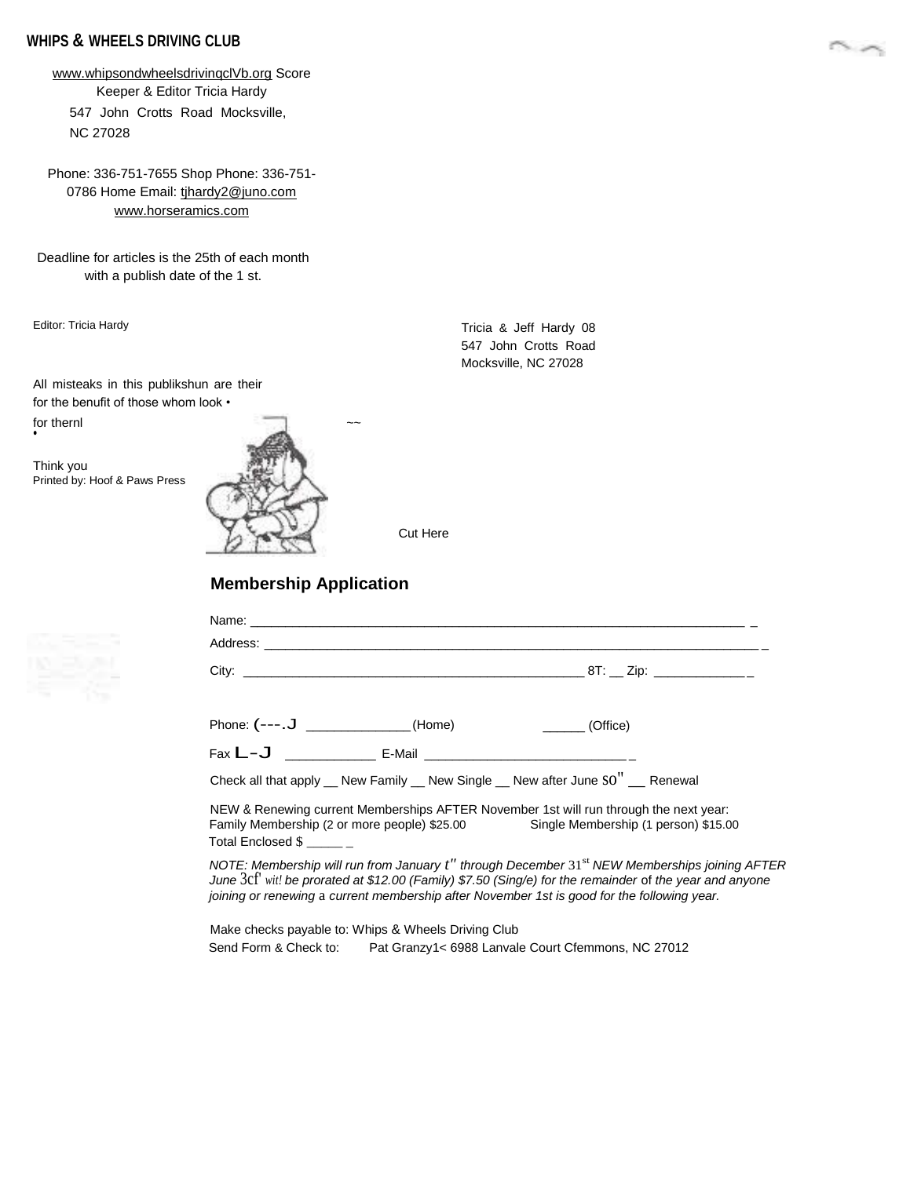**WHIPS & WHEELS DRIVING CLUB**

www.whipsondwheelsdrivingclVb.org Score Keeper & Editor Tricia Hardy
547 John Crotts Road Mocksville, NC 27028

Phone: 336-751-7655 Shop Phone: 336-751-0786 Home Email: tjhardy2@juno.com
www.horseramics.com

Deadline for articles is the 25th of each month with a publish date of the 1 st.

Editor: Tricia Hardy

Tricia & Jeff Hardy 08
547 John Crotts Road
Mocksville, NC 27028

All misteaks in this publikshun are their for the benufit of those whom look • for thernl
•

Think you
Printed by: Hoof & Paws Press

Cut Here

## Membership Application

Name: ___________________________________________________________________________ _

Address: __________________________________________________________________________ _

City: ________________________________________________ 8T: __ Zip: ____________ _

Phone: (---.J ______________ (Home) ______ (Office)

Fax L-J ____________ E-Mail ____________________________ _

Check all that apply __ New Family __ New Single __ New after June SO" __ Renewal

NEW & Renewing current Memberships AFTER November 1st will run through the next year:
Family Membership (2 or more people) $25.00 Single Membership (1 person) $15.00
Total Enclosed $ _____ _

*NOTE: Membership will run from January t" through December 31st NEW Memberships joining AFTER June 3cf' wit! be prorated at $12.00 (Family) $7.50 (Sing/e) for the remainder of the year and anyone joining or renewing a current membership after November 1st is good for the following year.*

Make checks payable to: Whips & Wheels Driving Club
Send Form & Check to: Pat Granzy1< 6988 Lanvale Court Cfemmons, NC 27012